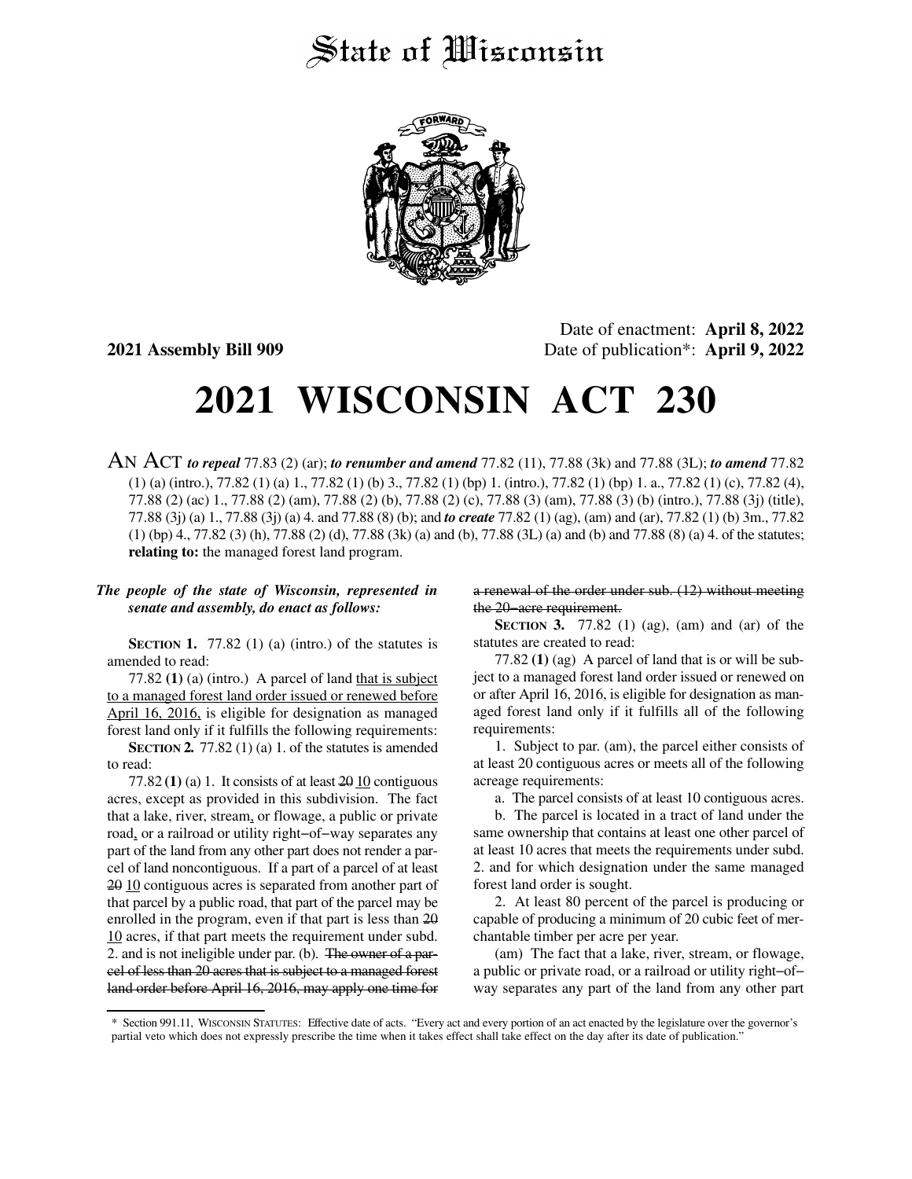# State of Wisconsin

**2021 Assembly Bill 909**

Date of enactment: **April 8, 2022**
Date of publication*: **April 9, 2022**

# 2021 WISCONSIN ACT 230

AN ACT ***to repeal*** 77.83 (2) (ar); ***to renumber and amend*** 77.82 (11), 77.88 (3k) and 77.88 (3L); ***to amend*** 77.82 (1) (a) (intro.), 77.82 (1) (a) 1., 77.82 (1) (b) 3., 77.82 (1) (bp) 1. (intro.), 77.82 (1) (bp) 1. a., 77.82 (1) (c), 77.82 (4), 77.88 (2) (ac) 1., 77.88 (2) (am), 77.88 (2) (b), 77.88 (2) (c), 77.88 (3) (am), 77.88 (3) (b) (intro.), 77.88 (3j) (title), 77.88 (3j) (a) 1., 77.88 (3j) (a) 4. and 77.88 (8) (b); and ***to create*** 77.82 (1) (ag), (am) and (ar), 77.82 (1) (b) 3m., 77.82 (1) (bp) 4., 77.82 (3) (h), 77.88 (2) (d), 77.88 (3k) (a) and (b), 77.88 (3L) (a) and (b) and 77.88 (8) (a) 4. of the statutes; **relating to:** the managed forest land program.

***The people of the state of Wisconsin, represented in senate and assembly, do enact as follows:***

**SECTION 1.** 77.82 (1) (a) (intro.) of the statutes is amended to read:

77.82 **(1)** (a) (intro.) A parcel of land <u>that is subject to a managed forest land order issued or renewed before April 16, 2016,</u> is eligible for designation as managed forest land only if it fulfills the following requirements:

**SECTION 2.** 77.82 (1) (a) 1. of the statutes is amended to read:

77.82 **(1)** (a) 1. It consists of at least ~~20~~ <u>10</u> contiguous acres, except as provided in this subdivision. The fact that a lake, river, stream<u>,</u> or flowage, a public or private road<u>,</u> or a railroad or utility right–of–way separates any part of the land from any other part does not render a parcel of land noncontiguous. If a part of a parcel of at least ~~20~~ <u>10</u> contiguous acres is separated from another part of that parcel by a public road, that part of the parcel may be enrolled in the program, even if that part is less than ~~20~~ <u>10</u> acres, if that part meets the requirement under subd. 2. and is not ineligible under par. (b). ~~The owner of a parcel of less than 20 acres that is subject to a managed forest land order before April 16, 2016, may apply one time for a renewal of the order under sub. (12) without meeting the 20–acre requirement.~~

**SECTION 3.** 77.82 (1) (ag), (am) and (ar) of the statutes are created to read:

77.82 **(1)** (ag) A parcel of land that is or will be subject to a managed forest land order issued or renewed on or after April 16, 2016, is eligible for designation as managed forest land only if it fulfills all of the following requirements:

1. Subject to par. (am), the parcel either consists of at least 20 contiguous acres or meets all of the following acreage requirements:

a. The parcel consists of at least 10 contiguous acres.

b. The parcel is located in a tract of land under the same ownership that contains at least one other parcel of at least 10 acres that meets the requirements under subd. 2. and for which designation under the same managed forest land order is sought.

2. At least 80 percent of the parcel is producing or capable of producing a minimum of 20 cubic feet of merchantable timber per acre per year.

(am) The fact that a lake, river, stream, or flowage, a public or private road, or a railroad or utility right–of–way separates any part of the land from any other part

---

\* Section 991.11, WISCONSIN STATUTES: Effective date of acts. "Every act and every portion of an act enacted by the legislature over the governor's partial veto which does not expressly prescribe the time when it takes effect shall take effect on the day after its date of publication."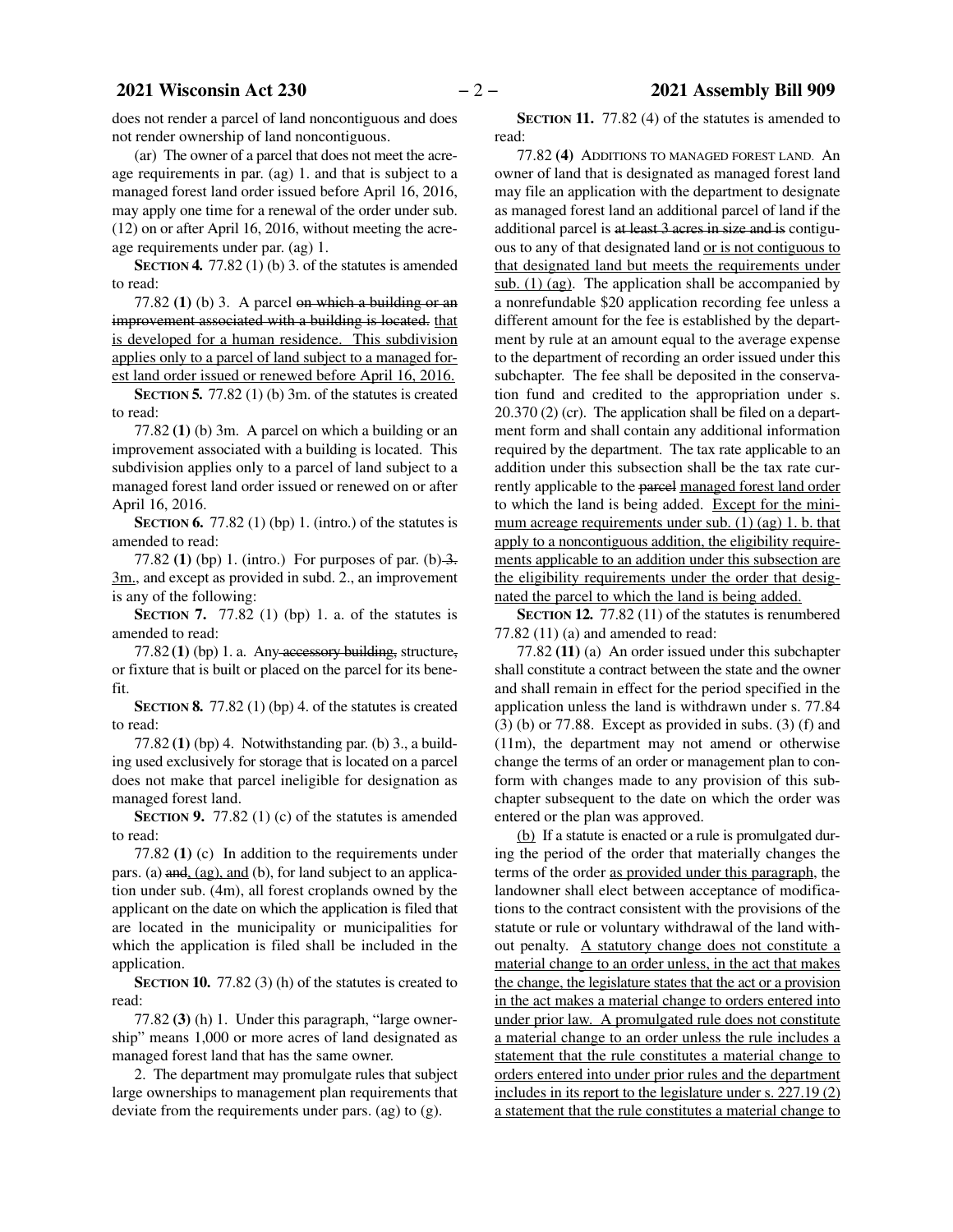does not render a parcel of land noncontiguous and does not render ownership of land noncontiguous.

(ar) The owner of a parcel that does not meet the acreage requirements in par. (ag) 1. and that is subject to a managed forest land order issued before April 16, 2016, may apply one time for a renewal of the order under sub. (12) on or after April 16, 2016, without meeting the acreage requirements under par. (ag) 1.

**SECTION 4.** 77.82 (1) (b) 3. of the statutes is amended to read:

77.82 **(1)** (b) 3. A parcel ~~on which a building or an improvement associated with a building is located.~~ <u>that is developed for a human residence. This subdivision applies only to a parcel of land subject to a managed forest land order issued or renewed before April 16, 2016.</u>

**SECTION 5.** 77.82 (1) (b) 3m. of the statutes is created to read:

77.82 **(1)** (b) 3m. A parcel on which a building or an improvement associated with a building is located. This subdivision applies only to a parcel of land subject to a managed forest land order issued or renewed on or after April 16, 2016.

**SECTION 6.** 77.82 (1) (bp) 1. (intro.) of the statutes is amended to read:

77.82 **(1)** (bp) 1. (intro.) For purposes of par. (b) ~~3.~~ <u>3m.</u>, and except as provided in subd. 2., an improvement is any of the following:

**SECTION 7.** 77.82 (1) (bp) 1. a. of the statutes is amended to read:

77.82 **(1)** (bp) 1. a. Any ~~accessory building,~~ structure~~,~~ or fixture that is built or placed on the parcel for its benefit.

**SECTION 8.** 77.82 (1) (bp) 4. of the statutes is created to read:

77.82 **(1)** (bp) 4. Notwithstanding par. (b) 3., a building used exclusively for storage that is located on a parcel does not make that parcel ineligible for designation as managed forest land.

**SECTION 9.** 77.82 (1) (c) of the statutes is amended to read:

77.82 **(1)** (c) In addition to the requirements under pars. (a) ~~and~~<u>, (ag), and</u> (b), for land subject to an application under sub. (4m), all forest croplands owned by the applicant on the date on which the application is filed that are located in the municipality or municipalities for which the application is filed shall be included in the application.

**SECTION 10.** 77.82 (3) (h) of the statutes is created to read:

77.82 **(3)** (h) 1. Under this paragraph, "large ownership" means 1,000 or more acres of land designated as managed forest land that has the same owner.

2. The department may promulgate rules that subject large ownerships to management plan requirements that deviate from the requirements under pars. (ag) to (g).

**SECTION 11.** 77.82 (4) of the statutes is amended to read:

77.82 **(4)** ADDITIONS TO MANAGED FOREST LAND. An owner of land that is designated as managed forest land may file an application with the department to designate as managed forest land an additional parcel of land if the additional parcel is ~~at least 3 acres in size and is~~ contiguous to any of that designated land <u>or is not contiguous to that designated land but meets the requirements under sub. (1) (ag)</u>. The application shall be accompanied by a nonrefundable $20 application recording fee unless a different amount for the fee is established by the department by rule at an amount equal to the average expense to the department of recording an order issued under this subchapter. The fee shall be deposited in the conservation fund and credited to the appropriation under s. 20.370 (2) (cr). The application shall be filed on a department form and shall contain any additional information required by the department. The tax rate applicable to an addition under this subsection shall be the tax rate currently applicable to the ~~parcel~~ <u>managed forest land order</u> to which the land is being added. <u>Except for the minimum acreage requirements under sub. (1) (ag) 1. b. that apply to a noncontiguous addition, the eligibility requirements applicable to an addition under this subsection are the eligibility requirements under the order that designated the parcel to which the land is being added.</u>

**SECTION 12.** 77.82 (11) of the statutes is renumbered 77.82 (11) (a) and amended to read:

77.82 **(11)** (a) An order issued under this subchapter shall constitute a contract between the state and the owner and shall remain in effect for the period specified in the application unless the land is withdrawn under s. 77.84 (3) (b) or 77.88. Except as provided in subs. (3) (f) and (11m), the department may not amend or otherwise change the terms of an order or management plan to conform with changes made to any provision of this subchapter subsequent to the date on which the order was entered or the plan was approved.

<u>(b)</u> If a statute is enacted or a rule is promulgated during the period of the order that materially changes the terms of the order <u>as provided under this paragraph</u>, the landowner shall elect between acceptance of modifications to the contract consistent with the provisions of the statute or rule or voluntary withdrawal of the land without penalty. <u>A statutory change does not constitute a material change to an order unless, in the act that makes the change, the legislature states that the act or a provision in the act makes a material change to orders entered into under prior law. A promulgated rule does not constitute a material change to an order unless the rule includes a statement that the rule constitutes a material change to orders entered into under prior rules and the department includes in its report to the legislature under s. 227.19 (2) a statement that the rule constitutes a material change to</u>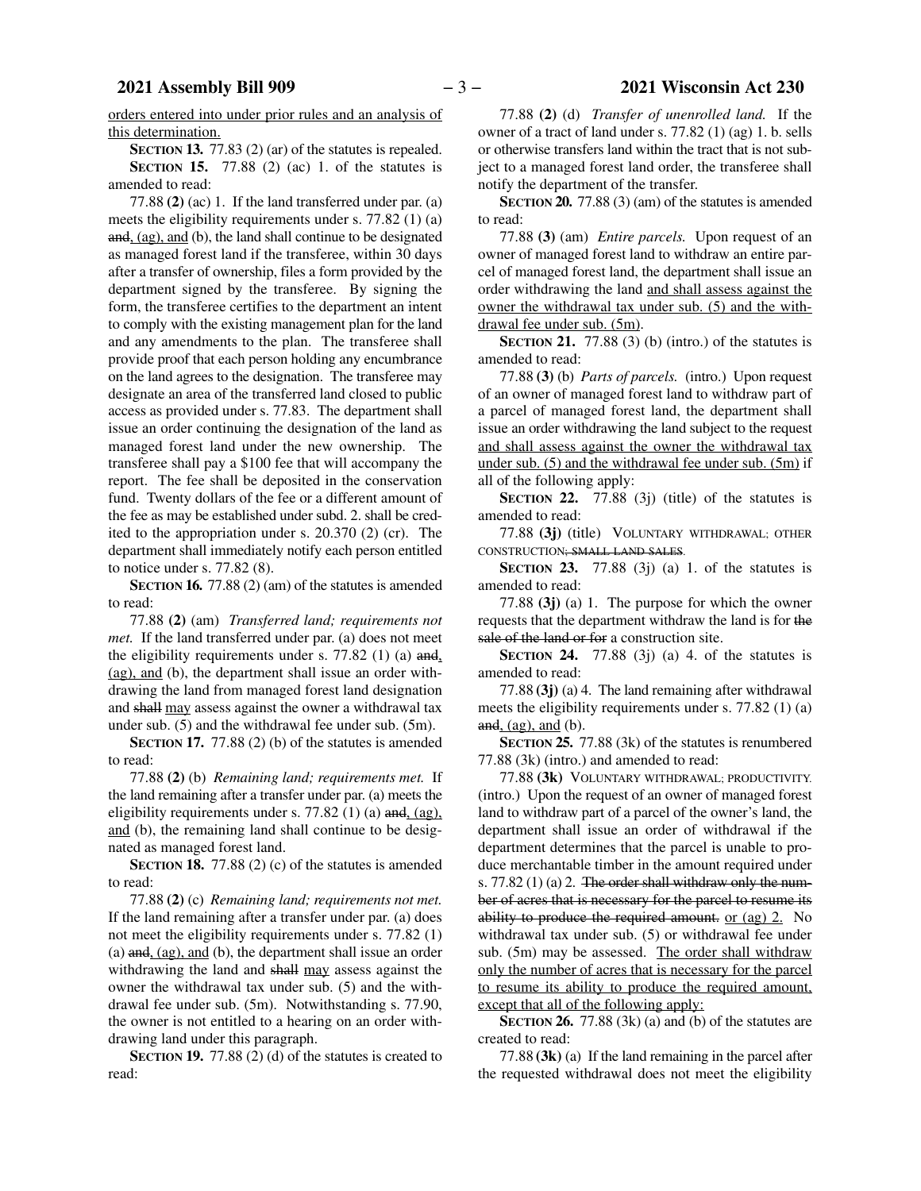<u>orders entered into under prior rules and an analysis of this determination.</u>

**SECTION 13.** 77.83 (2) (ar) of the statutes is repealed.

**SECTION 15.** 77.88 (2) (ac) 1. of the statutes is amended to read:

77.88 **(2)** (ac) 1. If the land transferred under par. (a) meets the eligibility requirements under s. 77.82 (1) (a) ~~and~~<u>, (ag), and</u> (b), the land shall continue to be designated as managed forest land if the transferee, within 30 days after a transfer of ownership, files a form provided by the department signed by the transferee. By signing the form, the transferee certifies to the department an intent to comply with the existing management plan for the land and any amendments to the plan. The transferee shall provide proof that each person holding any encumbrance on the land agrees to the designation. The transferee may designate an area of the transferred land closed to public access as provided under s. 77.83. The department shall issue an order continuing the designation of the land as managed forest land under the new ownership. The transferee shall pay a $100 fee that will accompany the report. The fee shall be deposited in the conservation fund. Twenty dollars of the fee or a different amount of the fee as may be established under subd. 2. shall be credited to the appropriation under s. 20.370 (2) (cr). The department shall immediately notify each person entitled to notice under s. 77.82 (8).

**SECTION 16.** 77.88 (2) (am) of the statutes is amended to read:

77.88 **(2)** (am) *Transferred land; requirements not met.* If the land transferred under par. (a) does not meet the eligibility requirements under s. 77.82 (1) (a) ~~and~~<u>, (ag), and</u> (b), the department shall issue an order withdrawing the land from managed forest land designation and ~~shall~~ <u>may</u> assess against the owner a withdrawal tax under sub. (5) and the withdrawal fee under sub. (5m).

**SECTION 17.** 77.88 (2) (b) of the statutes is amended to read:

77.88 **(2)** (b) *Remaining land; requirements met.* If the land remaining after a transfer under par. (a) meets the eligibility requirements under s. 77.82 (1) (a) ~~and~~<u>, (ag), and</u> (b), the remaining land shall continue to be designated as managed forest land.

**SECTION 18.** 77.88 (2) (c) of the statutes is amended to read:

77.88 **(2)** (c) *Remaining land; requirements not met.* If the land remaining after a transfer under par. (a) does not meet the eligibility requirements under s. 77.82 (1) (a) ~~and~~<u>, (ag), and</u> (b), the department shall issue an order withdrawing the land and ~~shall~~ <u>may</u> assess against the owner the withdrawal tax under sub. (5) and the withdrawal fee under sub. (5m). Notwithstanding s. 77.90, the owner is not entitled to a hearing on an order withdrawing land under this paragraph.

**SECTION 19.** 77.88 (2) (d) of the statutes is created to read:

77.88 **(2)** (d) *Transfer of unenrolled land.* If the owner of a tract of land under s. 77.82 (1) (ag) 1. b. sells or otherwise transfers land within the tract that is not subject to a managed forest land order, the transferee shall notify the department of the transfer.

**SECTION 20.** 77.88 (3) (am) of the statutes is amended to read:

77.88 **(3)** (am) *Entire parcels.* Upon request of an owner of managed forest land to withdraw an entire parcel of managed forest land, the department shall issue an order withdrawing the land <u>and shall assess against the owner the withdrawal tax under sub. (5) and the withdrawal fee under sub. (5m)</u>.

**SECTION 21.** 77.88 (3) (b) (intro.) of the statutes is amended to read:

77.88 **(3)** (b) *Parts of parcels.* (intro.) Upon request of an owner of managed forest land to withdraw part of a parcel of managed forest land, the department shall issue an order withdrawing the land subject to the request <u>and shall assess against the owner the withdrawal tax under sub. (5) and the withdrawal fee under sub. (5m)</u> if all of the following apply:

**SECTION 22.** 77.88 (3j) (title) of the statutes is amended to read:

77.88 **(3j)** (title) VOLUNTARY WITHDRAWAL; OTHER CONSTRUCTION~~; SMALL LAND SALES~~.

**SECTION 23.** 77.88 (3j) (a) 1. of the statutes is amended to read:

77.88 **(3j)** (a) 1. The purpose for which the owner requests that the department withdraw the land is for ~~the sale of the land or for~~ a construction site.

**SECTION 24.** 77.88 (3j) (a) 4. of the statutes is amended to read:

77.88 **(3j)** (a) 4. The land remaining after withdrawal meets the eligibility requirements under s. 77.82 (1) (a) ~~and~~<u>, (ag), and</u> (b).

**SECTION 25.** 77.88 (3k) of the statutes is renumbered 77.88 (3k) (intro.) and amended to read:

77.88 **(3k)** VOLUNTARY WITHDRAWAL; PRODUCTIVITY. (intro.) Upon the request of an owner of managed forest land to withdraw part of a parcel of the owner's land, the department shall issue an order of withdrawal if the department determines that the parcel is unable to produce merchantable timber in the amount required under s. 77.82 (1) (a) 2. ~~The order shall withdraw only the number of acres that is necessary for the parcel to resume its ability to produce the required amount.~~ <u>or (ag) 2.</u> No withdrawal tax under sub. (5) or withdrawal fee under sub. (5m) may be assessed. <u>The order shall withdraw only the number of acres that is necessary for the parcel to resume its ability to produce the required amount, except that all of the following apply:</u>

**SECTION 26.** 77.88 (3k) (a) and (b) of the statutes are created to read:

77.88 **(3k)** (a) If the land remaining in the parcel after the requested withdrawal does not meet the eligibility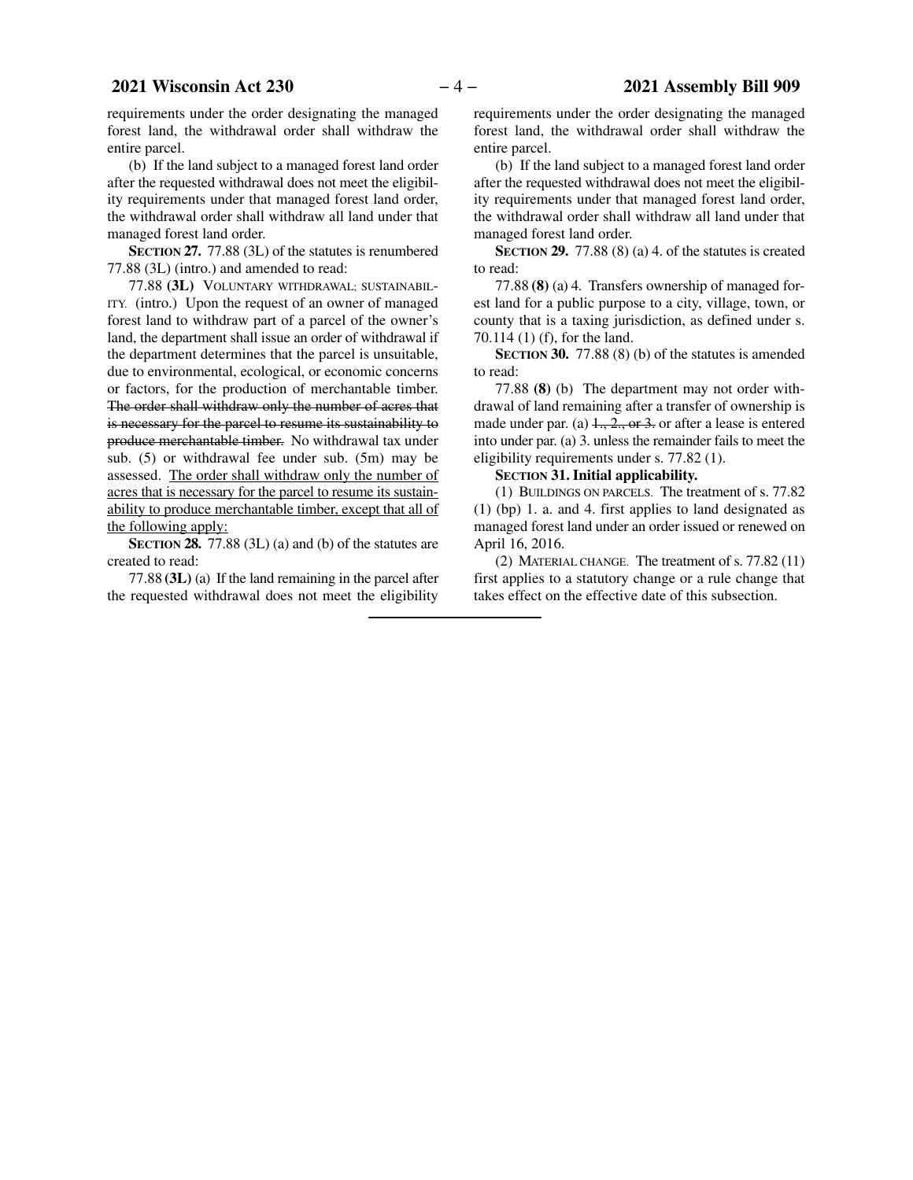requirements under the order designating the managed forest land, the withdrawal order shall withdraw the entire parcel.

(b) If the land subject to a managed forest land order after the requested withdrawal does not meet the eligibility requirements under that managed forest land order, the withdrawal order shall withdraw all land under that managed forest land order.

**SECTION 27.** 77.88 (3L) of the statutes is renumbered 77.88 (3L) (intro.) and amended to read:

77.88 **(3L)** VOLUNTARY WITHDRAWAL; SUSTAINABILITY. (intro.) Upon the request of an owner of managed forest land to withdraw part of a parcel of the owner's land, the department shall issue an order of withdrawal if the department determines that the parcel is unsuitable, due to environmental, ecological, or economic concerns or factors, for the production of merchantable timber. ~~The order shall withdraw only the number of acres that is necessary for the parcel to resume its sustainability to produce merchantable timber.~~ No withdrawal tax under sub. (5) or withdrawal fee under sub. (5m) may be assessed. <u>The order shall withdraw only the number of acres that is necessary for the parcel to resume its sustainability to produce merchantable timber, except that all of the following apply:</u>

**SECTION 28.** 77.88 (3L) (a) and (b) of the statutes are created to read:

77.88 **(3L)** (a) If the land remaining in the parcel after the requested withdrawal does not meet the eligibility requirements under the order designating the managed forest land, the withdrawal order shall withdraw the entire parcel.

(b) If the land subject to a managed forest land order after the requested withdrawal does not meet the eligibility requirements under that managed forest land order, the withdrawal order shall withdraw all land under that managed forest land order.

**SECTION 29.** 77.88 (8) (a) 4. of the statutes is created to read:

77.88 **(8)** (a) 4. Transfers ownership of managed forest land for a public purpose to a city, village, town, or county that is a taxing jurisdiction, as defined under s. 70.114 (1) (f), for the land.

**SECTION 30.** 77.88 (8) (b) of the statutes is amended to read:

77.88 **(8)** (b) The department may not order withdrawal of land remaining after a transfer of ownership is made under par. (a) ~~1., 2., or 3.~~ or after a lease is entered into under par. (a) 3. unless the remainder fails to meet the eligibility requirements under s. 77.82 (1).

**SECTION 31. Initial applicability.**

(1) BUILDINGS ON PARCELS. The treatment of s. 77.82 (1) (bp) 1. a. and 4. first applies to land designated as managed forest land under an order issued or renewed on April 16, 2016.

(2) MATERIAL CHANGE. The treatment of s. 77.82 (11) first applies to a statutory change or a rule change that takes effect on the effective date of this subsection.